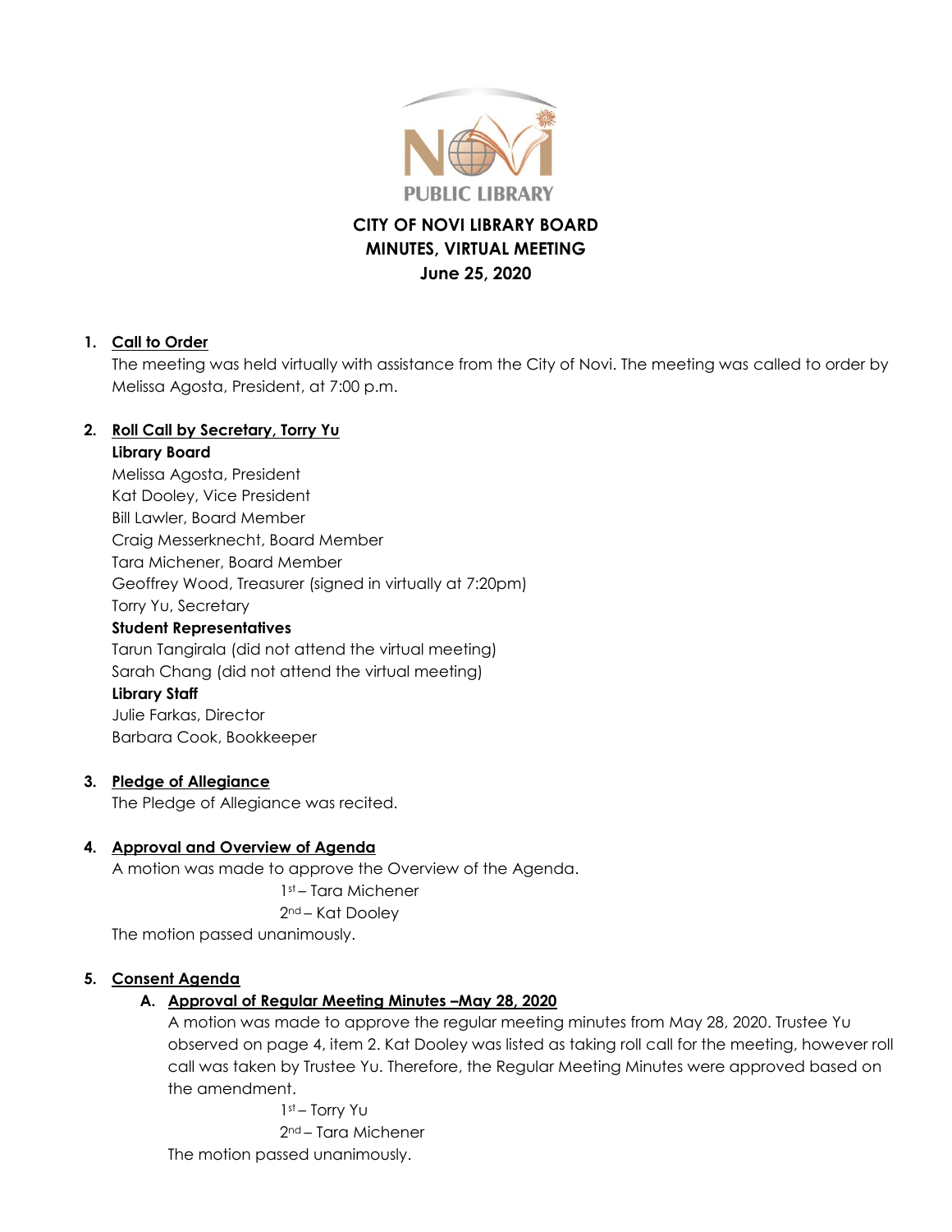NOVI PUBLIC LIBRARY

# CITY OF NOVI LIBRARY BOARD
# MINUTES, VIRTUAL MEETING
# June 25, 2020

1. **Call to Order**

   The meeting was held virtually with assistance from the City of Novi. The meeting was called to order by Melissa Agosta, President, at 7:00 p.m.

2. **Roll Call by Secretary, Torry Yu**

   **Library Board**
   Melissa Agosta, President
   Kat Dooley, Vice President
   Bill Lawler, Board Member
   Craig Messerknecht, Board Member
   Tara Michener, Board Member
   Geoffrey Wood, Treasurer (signed in virtually at 7:20pm)
   Torry Yu, Secretary

   **Student Representatives**
   Tarun Tangirala (did not attend the virtual meeting)
   Sarah Chang (did not attend the virtual meeting)

   **Library Staff**
   Julie Farkas, Director
   Barbara Cook, Bookkeeper

3. **Pledge of Allegiance**

   The Pledge of Allegiance was recited.

4. **Approval and Overview of Agenda**

   A motion was made to approve the Overview of the Agenda.

   1st – Tara Michener
   2nd – Kat Dooley

   The motion passed unanimously.

5. **Consent Agenda**

   A. **Approval of Regular Meeting Minutes –May 28, 2020**

   A motion was made to approve the regular meeting minutes from May 28, 2020. Trustee Yu observed on page 4, item 2. Kat Dooley was listed as taking roll call for the meeting, however roll call was taken by Trustee Yu. Therefore, the Regular Meeting Minutes were approved based on the amendment.

   1st – Torry Yu
   2nd – Tara Michener

   The motion passed unanimously.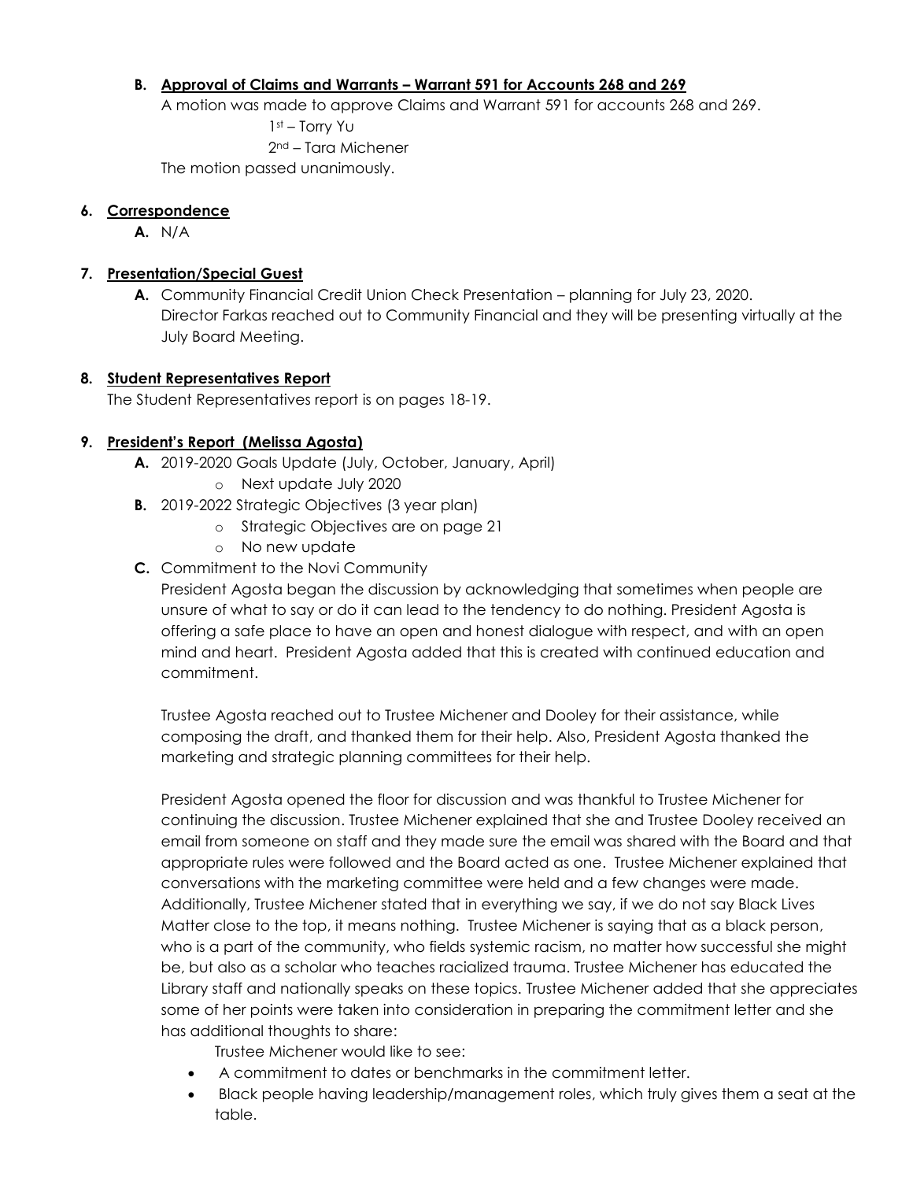**B. Approval of Claims and Warrants – Warrant 591 for Accounts 268 and 269**

A motion was made to approve Claims and Warrant 591 for accounts 268 and 269.

1st – Torry Yu

2nd – Tara Michener

The motion passed unanimously.

## 6. Correspondence

**A.** N/A

## 7. Presentation/Special Guest

**A.** Community Financial Credit Union Check Presentation – planning for July 23, 2020. Director Farkas reached out to Community Financial and they will be presenting virtually at the July Board Meeting.

## 8. Student Representatives Report

The Student Representatives report is on pages 18-19.

## 9. President's Report (Melissa Agosta)

**A.** 2019-2020 Goals Update (July, October, January, April)
- Next update July 2020

**B.** 2019-2022 Strategic Objectives (3 year plan)
- Strategic Objectives are on page 21
- No new update

**C.** Commitment to the Novi Community

President Agosta began the discussion by acknowledging that sometimes when people are unsure of what to say or do it can lead to the tendency to do nothing. President Agosta is offering a safe place to have an open and honest dialogue with respect, and with an open mind and heart. President Agosta added that this is created with continued education and commitment.

Trustee Agosta reached out to Trustee Michener and Dooley for their assistance, while composing the draft, and thanked them for their help. Also, President Agosta thanked the marketing and strategic planning committees for their help.

President Agosta opened the floor for discussion and was thankful to Trustee Michener for continuing the discussion. Trustee Michener explained that she and Trustee Dooley received an email from someone on staff and they made sure the email was shared with the Board and that appropriate rules were followed and the Board acted as one. Trustee Michener explained that conversations with the marketing committee were held and a few changes were made. Additionally, Trustee Michener stated that in everything we say, if we do not say Black Lives Matter close to the top, it means nothing. Trustee Michener is saying that as a black person, who is a part of the community, who fields systemic racism, no matter how successful she might be, but also as a scholar who teaches racialized trauma. Trustee Michener has educated the Library staff and nationally speaks on these topics. Trustee Michener added that she appreciates some of her points were taken into consideration in preparing the commitment letter and she has additional thoughts to share:

Trustee Michener would like to see:

- A commitment to dates or benchmarks in the commitment letter.
- Black people having leadership/management roles, which truly gives them a seat at the table.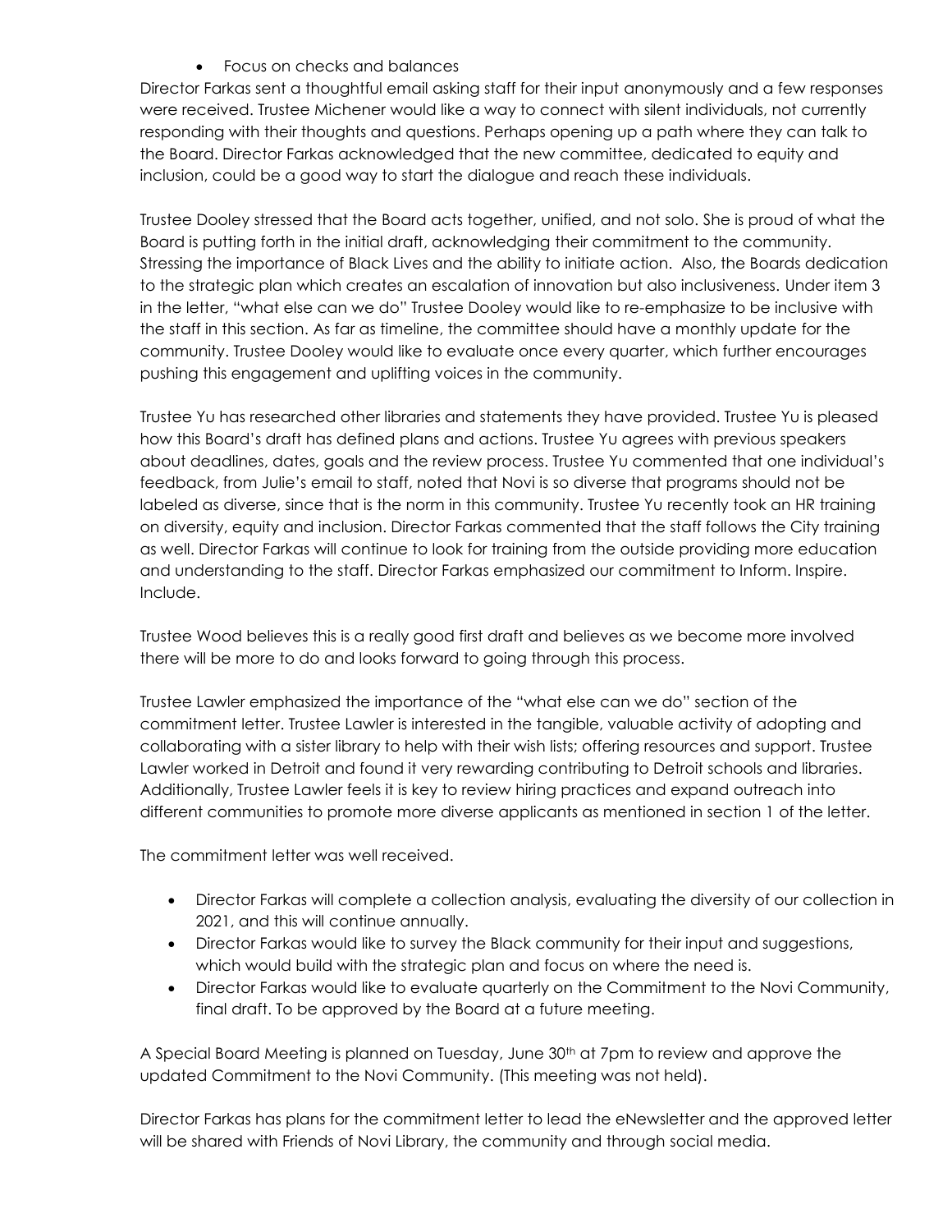- Focus on checks and balances

Director Farkas sent a thoughtful email asking staff for their input anonymously and a few responses were received. Trustee Michener would like a way to connect with silent individuals, not currently responding with their thoughts and questions. Perhaps opening up a path where they can talk to the Board. Director Farkas acknowledged that the new committee, dedicated to equity and inclusion, could be a good way to start the dialogue and reach these individuals.

Trustee Dooley stressed that the Board acts together, unified, and not solo. She is proud of what the Board is putting forth in the initial draft, acknowledging their commitment to the community. Stressing the importance of Black Lives and the ability to initiate action. Also, the Boards dedication to the strategic plan which creates an escalation of innovation but also inclusiveness. Under item 3 in the letter, "what else can we do" Trustee Dooley would like to re-emphasize to be inclusive with the staff in this section. As far as timeline, the committee should have a monthly update for the community. Trustee Dooley would like to evaluate once every quarter, which further encourages pushing this engagement and uplifting voices in the community.

Trustee Yu has researched other libraries and statements they have provided. Trustee Yu is pleased how this Board's draft has defined plans and actions. Trustee Yu agrees with previous speakers about deadlines, dates, goals and the review process. Trustee Yu commented that one individual's feedback, from Julie's email to staff, noted that Novi is so diverse that programs should not be labeled as diverse, since that is the norm in this community. Trustee Yu recently took an HR training on diversity, equity and inclusion. Director Farkas commented that the staff follows the City training as well. Director Farkas will continue to look for training from the outside providing more education and understanding to the staff. Director Farkas emphasized our commitment to Inform. Inspire. Include.

Trustee Wood believes this is a really good first draft and believes as we become more involved there will be more to do and looks forward to going through this process.

Trustee Lawler emphasized the importance of the "what else can we do" section of the commitment letter. Trustee Lawler is interested in the tangible, valuable activity of adopting and collaborating with a sister library to help with their wish lists; offering resources and support. Trustee Lawler worked in Detroit and found it very rewarding contributing to Detroit schools and libraries. Additionally, Trustee Lawler feels it is key to review hiring practices and expand outreach into different communities to promote more diverse applicants as mentioned in section 1 of the letter.

The commitment letter was well received.

- Director Farkas will complete a collection analysis, evaluating the diversity of our collection in 2021, and this will continue annually.
- Director Farkas would like to survey the Black community for their input and suggestions, which would build with the strategic plan and focus on where the need is.
- Director Farkas would like to evaluate quarterly on the Commitment to the Novi Community, final draft. To be approved by the Board at a future meeting.

A Special Board Meeting is planned on Tuesday, June 30th at 7pm to review and approve the updated Commitment to the Novi Community. (This meeting was not held).

Director Farkas has plans for the commitment letter to lead the eNewsletter and the approved letter will be shared with Friends of Novi Library, the community and through social media.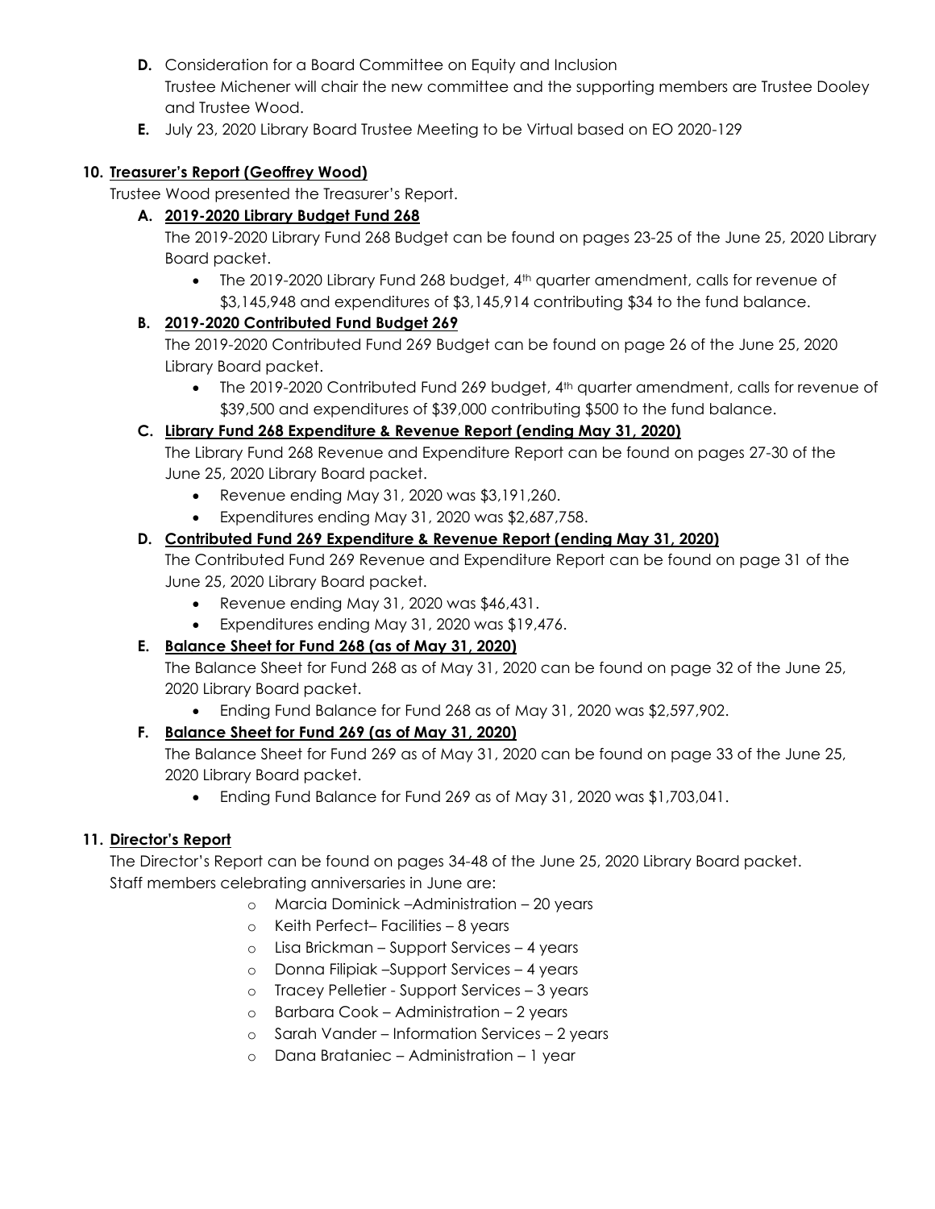**D.** Consideration for a Board Committee on Equity and Inclusion
Trustee Michener will chair the new committee and the supporting members are Trustee Dooley and Trustee Wood.

**E.** July 23, 2020 Library Board Trustee Meeting to be Virtual based on EO 2020-129

**10. Treasurer's Report (Geoffrey Wood)**

Trustee Wood presented the Treasurer's Report.

**A. 2019-2020 Library Budget Fund 268**

The 2019-2020 Library Fund 268 Budget can be found on pages 23-25 of the June 25, 2020 Library Board packet.

- The 2019-2020 Library Fund 268 budget, 4th quarter amendment, calls for revenue of $3,145,948 and expenditures of $3,145,914 contributing $34 to the fund balance.

**B. 2019-2020 Contributed Fund Budget 269**

The 2019-2020 Contributed Fund 269 Budget can be found on page 26 of the June 25, 2020 Library Board packet.

- The 2019-2020 Contributed Fund 269 budget, 4th quarter amendment, calls for revenue of $39,500 and expenditures of $39,000 contributing $500 to the fund balance.

**C. Library Fund 268 Expenditure & Revenue Report (ending May 31, 2020)**

The Library Fund 268 Revenue and Expenditure Report can be found on pages 27-30 of the June 25, 2020 Library Board packet.

- Revenue ending May 31, 2020 was $3,191,260.
- Expenditures ending May 31, 2020 was $2,687,758.

**D. Contributed Fund 269 Expenditure & Revenue Report (ending May 31, 2020)**

The Contributed Fund 269 Revenue and Expenditure Report can be found on page 31 of the June 25, 2020 Library Board packet.

- Revenue ending May 31, 2020 was $46,431.
- Expenditures ending May 31, 2020 was $19,476.

**E. Balance Sheet for Fund 268 (as of May 31, 2020)**

The Balance Sheet for Fund 268 as of May 31, 2020 can be found on page 32 of the June 25, 2020 Library Board packet.

- Ending Fund Balance for Fund 268 as of May 31, 2020 was $2,597,902.

**F. Balance Sheet for Fund 269 (as of May 31, 2020)**

The Balance Sheet for Fund 269 as of May 31, 2020 can be found on page 33 of the June 25, 2020 Library Board packet.

- Ending Fund Balance for Fund 269 as of May 31, 2020 was $1,703,041.

**11. Director's Report**

The Director's Report can be found on pages 34-48 of the June 25, 2020 Library Board packet.
Staff members celebrating anniversaries in June are:

- Marcia Dominick –Administration – 20 years
- Keith Perfect– Facilities – 8 years
- Lisa Brickman – Support Services – 4 years
- Donna Filipiak –Support Services – 4 years
- Tracey Pelletier - Support Services – 3 years
- Barbara Cook – Administration – 2 years
- Sarah Vander – Information Services – 2 years
- Dana Brataniec – Administration – 1 year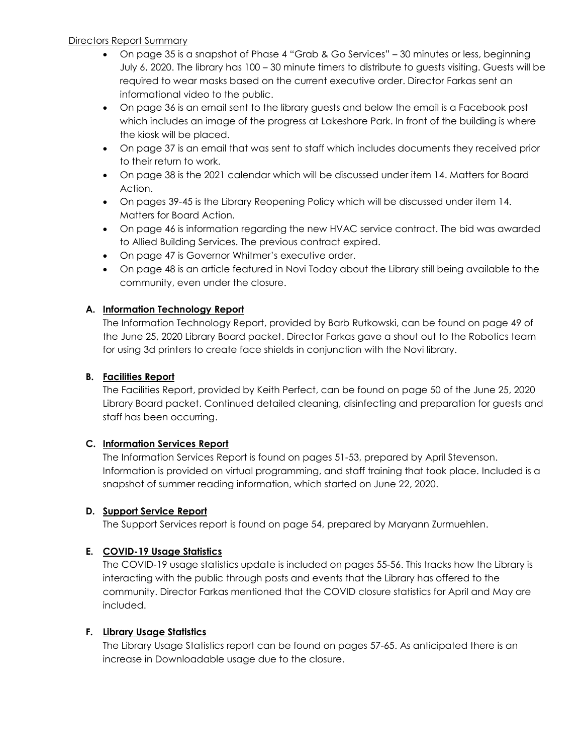Directors Report Summary

- On page 35 is a snapshot of Phase 4 "Grab & Go Services" – 30 minutes or less, beginning July 6, 2020. The library has 100 – 30 minute timers to distribute to guests visiting. Guests will be required to wear masks based on the current executive order. Director Farkas sent an informational video to the public.
- On page 36 is an email sent to the library guests and below the email is a Facebook post which includes an image of the progress at Lakeshore Park. In front of the building is where the kiosk will be placed.
- On page 37 is an email that was sent to staff which includes documents they received prior to their return to work.
- On page 38 is the 2021 calendar which will be discussed under item 14. Matters for Board Action.
- On pages 39-45 is the Library Reopening Policy which will be discussed under item 14. Matters for Board Action.
- On page 46 is information regarding the new HVAC service contract. The bid was awarded to Allied Building Services. The previous contract expired.
- On page 47 is Governor Whitmer's executive order.
- On page 48 is an article featured in Novi Today about the Library still being available to the community, even under the closure.

**A. Information Technology Report**

The Information Technology Report, provided by Barb Rutkowski, can be found on page 49 of the June 25, 2020 Library Board packet. Director Farkas gave a shout out to the Robotics team for using 3d printers to create face shields in conjunction with the Novi library.

**B. Facilities Report**

The Facilities Report, provided by Keith Perfect, can be found on page 50 of the June 25, 2020 Library Board packet. Continued detailed cleaning, disinfecting and preparation for guests and staff has been occurring.

**C. Information Services Report**

The Information Services Report is found on pages 51-53, prepared by April Stevenson. Information is provided on virtual programming, and staff training that took place. Included is a snapshot of summer reading information, which started on June 22, 2020.

**D. Support Service Report**

The Support Services report is found on page 54, prepared by Maryann Zurmuehlen.

**E. COVID-19 Usage Statistics**

The COVID-19 usage statistics update is included on pages 55-56. This tracks how the Library is interacting with the public through posts and events that the Library has offered to the community. Director Farkas mentioned that the COVID closure statistics for April and May are included.

**F. Library Usage Statistics**

The Library Usage Statistics report can be found on pages 57-65. As anticipated there is an increase in Downloadable usage due to the closure.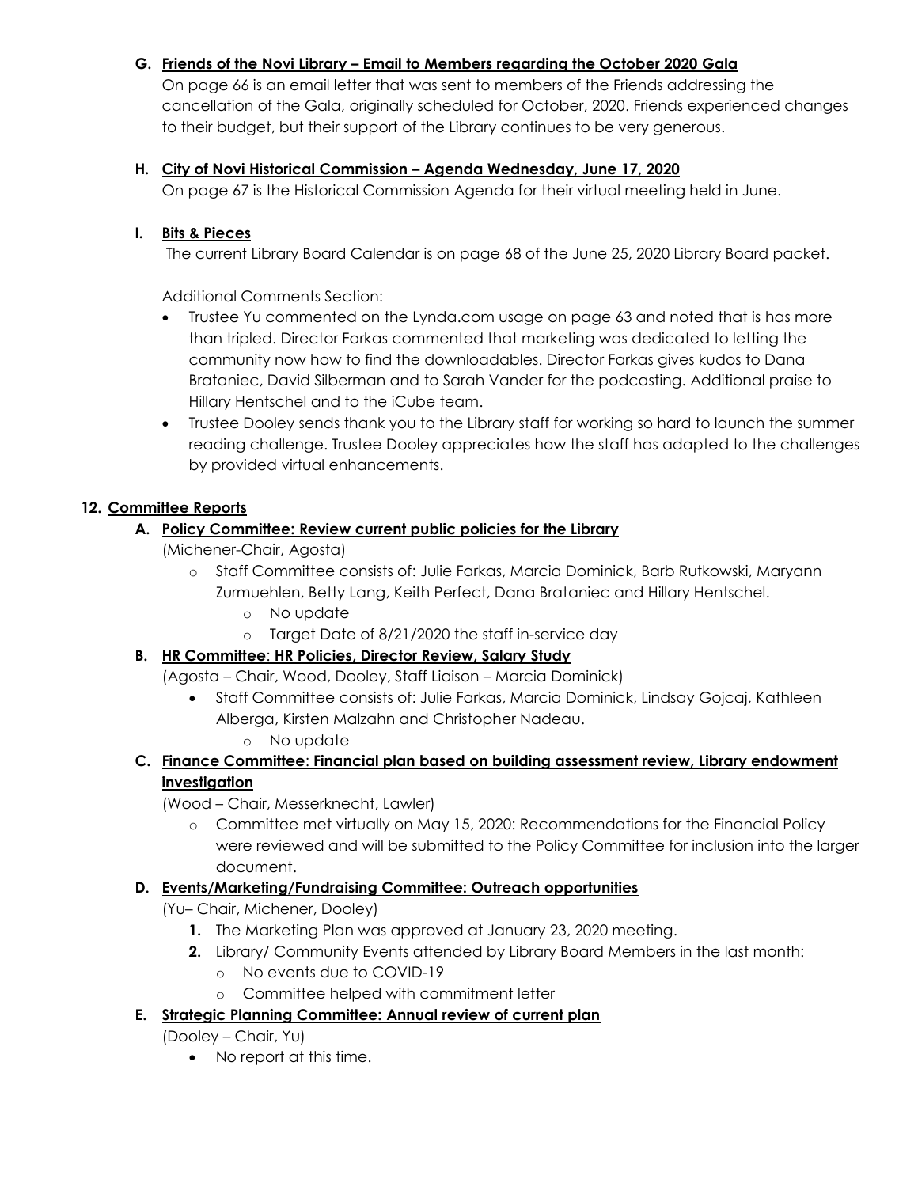**G. Friends of the Novi Library – Email to Members regarding the October 2020 Gala**

On page 66 is an email letter that was sent to members of the Friends addressing the cancellation of the Gala, originally scheduled for October, 2020. Friends experienced changes to their budget, but their support of the Library continues to be very generous.

**H. City of Novi Historical Commission – Agenda Wednesday, June 17, 2020**

On page 67 is the Historical Commission Agenda for their virtual meeting held in June.

**I. Bits & Pieces**

The current Library Board Calendar is on page 68 of the June 25, 2020 Library Board packet.

Additional Comments Section:

- Trustee Yu commented on the Lynda.com usage on page 63 and noted that is has more than tripled. Director Farkas commented that marketing was dedicated to letting the community now how to find the downloadables. Director Farkas gives kudos to Dana Brataniec, David Silberman and to Sarah Vander for the podcasting. Additional praise to Hillary Hentschel and to the iCube team.
- Trustee Dooley sends thank you to the Library staff for working so hard to launch the summer reading challenge. Trustee Dooley appreciates how the staff has adapted to the challenges by provided virtual enhancements.

**12. Committee Reports**

**A. Policy Committee: Review current public policies for the Library**

(Michener-Chair, Agosta)

- Staff Committee consists of: Julie Farkas, Marcia Dominick, Barb Rutkowski, Maryann Zurmuehlen, Betty Lang, Keith Perfect, Dana Brataniec and Hillary Hentschel.
  - No update
  - Target Date of 8/21/2020 the staff in-service day

**B. HR Committee: HR Policies, Director Review, Salary Study**

(Agosta – Chair, Wood, Dooley, Staff Liaison – Marcia Dominick)

- Staff Committee consists of: Julie Farkas, Marcia Dominick, Lindsay Gojcaj, Kathleen Alberga, Kirsten Malzahn and Christopher Nadeau.
  - No update

**C. Finance Committee: Financial plan based on building assessment review, Library endowment investigation**

(Wood – Chair, Messerknecht, Lawler)

- Committee met virtually on May 15, 2020: Recommendations for the Financial Policy were reviewed and will be submitted to the Policy Committee for inclusion into the larger document.

**D. Events/Marketing/Fundraising Committee: Outreach opportunities**

(Yu– Chair, Michener, Dooley)

1. The Marketing Plan was approved at January 23, 2020 meeting.
2. Library/ Community Events attended by Library Board Members in the last month:
   - No events due to COVID-19
   - Committee helped with commitment letter

**E. Strategic Planning Committee: Annual review of current plan**

(Dooley – Chair, Yu)

- No report at this time.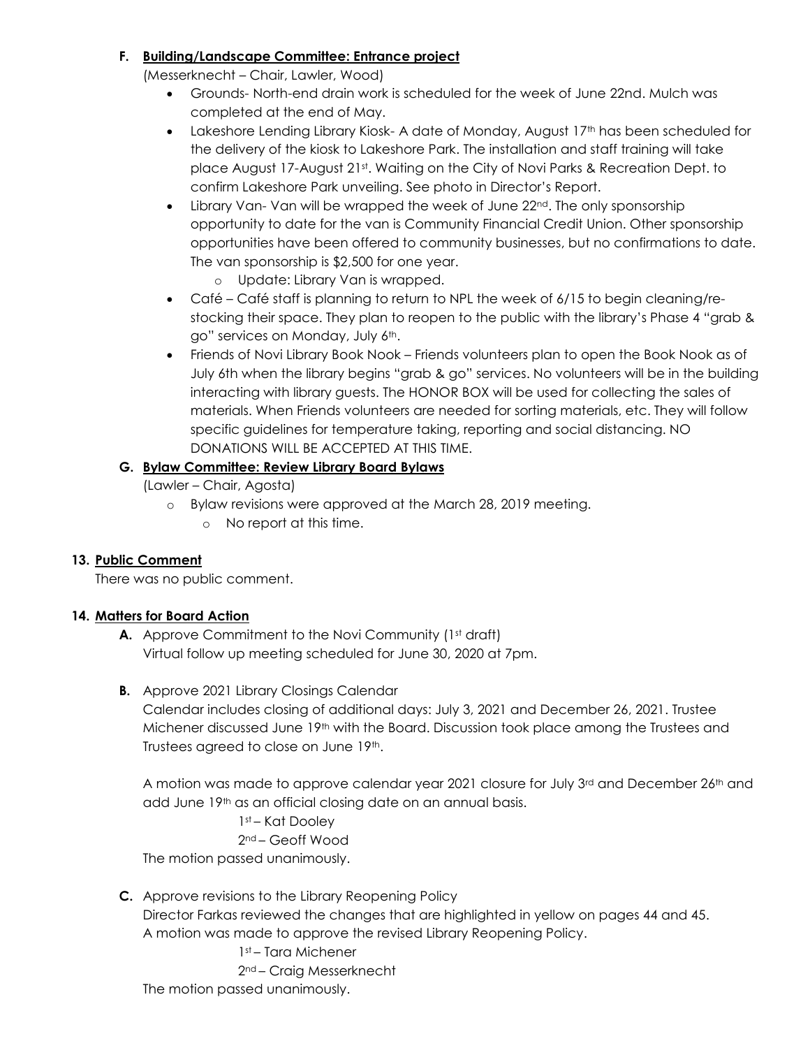**F. Building/Landscape Committee: Entrance project**

(Messerknecht – Chair, Lawler, Wood)

- Grounds- North-end drain work is scheduled for the week of June 22nd. Mulch was completed at the end of May.
- Lakeshore Lending Library Kiosk- A date of Monday, August 17th has been scheduled for the delivery of the kiosk to Lakeshore Park. The installation and staff training will take place August 17-August 21st. Waiting on the City of Novi Parks & Recreation Dept. to confirm Lakeshore Park unveiling. See photo in Director's Report.
- Library Van- Van will be wrapped the week of June 22nd. The only sponsorship opportunity to date for the van is Community Financial Credit Union. Other sponsorship opportunities have been offered to community businesses, but no confirmations to date. The van sponsorship is $2,500 for one year.
  - Update: Library Van is wrapped.
- Café – Café staff is planning to return to NPL the week of 6/15 to begin cleaning/re-stocking their space. They plan to reopen to the public with the library's Phase 4 "grab & go" services on Monday, July 6th.
- Friends of Novi Library Book Nook – Friends volunteers plan to open the Book Nook as of July 6th when the library begins "grab & go" services. No volunteers will be in the building interacting with library guests. The HONOR BOX will be used for collecting the sales of materials. When Friends volunteers are needed for sorting materials, etc. They will follow specific guidelines for temperature taking, reporting and social distancing. NO DONATIONS WILL BE ACCEPTED AT THIS TIME.

**G. Bylaw Committee: Review Library Board Bylaws**

(Lawler – Chair, Agosta)

- Bylaw revisions were approved at the March 28, 2019 meeting.
  - No report at this time.

## 13. Public Comment

There was no public comment.

## 14. Matters for Board Action

**A.** Approve Commitment to the Novi Community (1st draft)
Virtual follow up meeting scheduled for June 30, 2020 at 7pm.

**B.** Approve 2021 Library Closings Calendar
Calendar includes closing of additional days: July 3, 2021 and December 26, 2021. Trustee Michener discussed June 19th with the Board. Discussion took place among the Trustees and Trustees agreed to close on June 19th.

A motion was made to approve calendar year 2021 closure for July 3rd and December 26th and add June 19th as an official closing date on an annual basis.

1st – Kat Dooley
2nd – Geoff Wood

The motion passed unanimously.

**C.** Approve revisions to the Library Reopening Policy
Director Farkas reviewed the changes that are highlighted in yellow on pages 44 and 45.
A motion was made to approve the revised Library Reopening Policy.

1st – Tara Michener
2nd – Craig Messerknecht

The motion passed unanimously.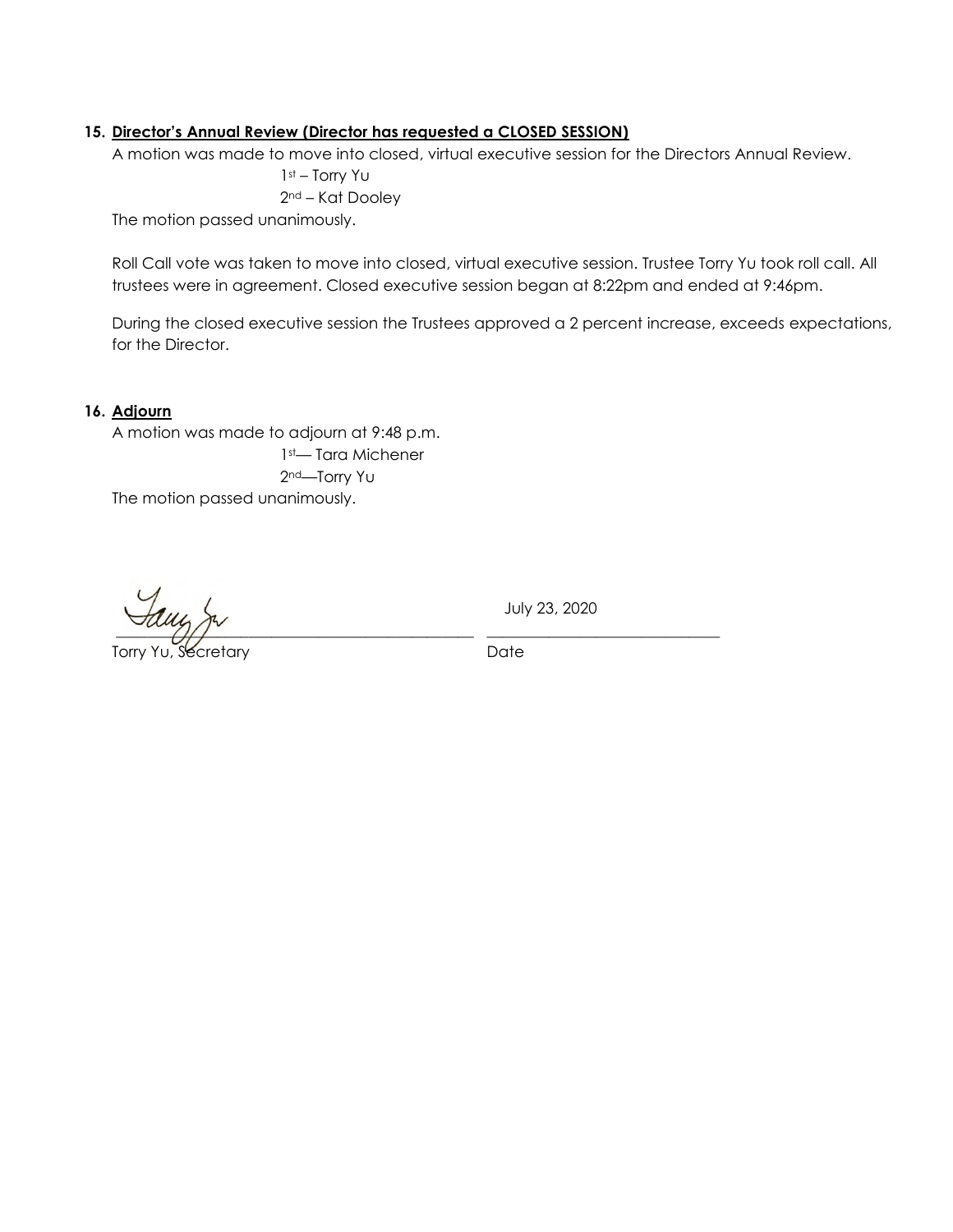**15. Director's Annual Review (Director has requested a CLOSED SESSION)**

A motion was made to move into closed, virtual executive session for the Directors Annual Review.

1st – Torry Yu
2nd – Kat Dooley

The motion passed unanimously.

Roll Call vote was taken to move into closed, virtual executive session. Trustee Torry Yu took roll call. All trustees were in agreement. Closed executive session began at 8:22pm and ended at 9:46pm.

During the closed executive session the Trustees approved a 2 percent increase, exceeds expectations, for the Director.

**16. Adjourn**

A motion was made to adjourn at 9:48 p.m.

1st— Tara Michener
2nd—Torry Yu

The motion passed unanimously.

Torry Yu, Secretary

July 23, 2020
Date